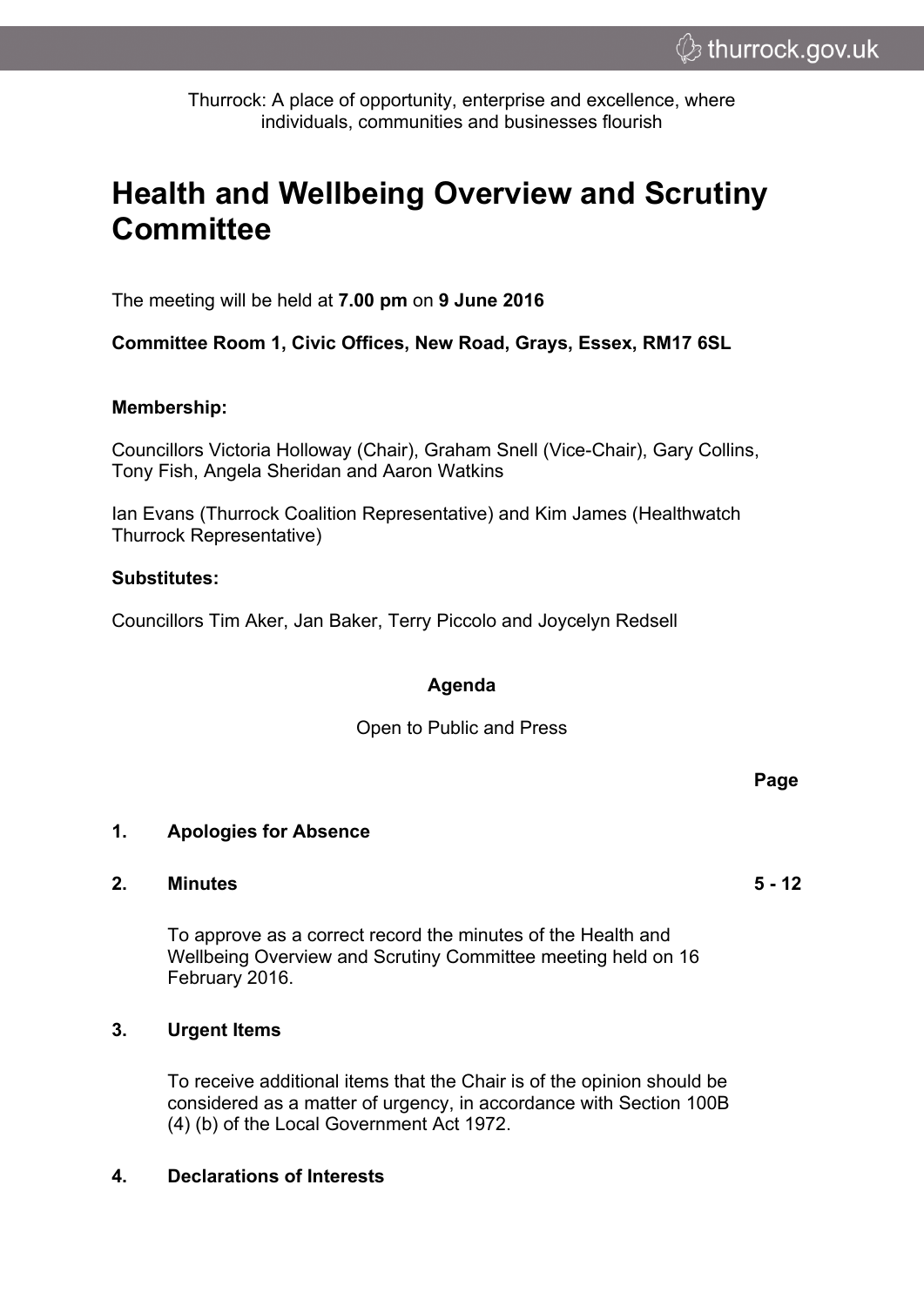Thurrock: A place of opportunity, enterprise and excellence, where individuals, communities and businesses flourish

# Health and Wellbeing Overview and Scrutiny Committee

The meeting will be held at **7.00 pm** on **9 June 2016**

**Committee Room 1, Civic Offices, New Road, Grays, Essex, RM17 6SL**

**Membership:**

Councillors Victoria Holloway (Chair), Graham Snell (Vice-Chair), Gary Collins, Tony Fish, Angela Sheridan and Aaron Watkins

Ian Evans (Thurrock Coalition Representative) and Kim James (Healthwatch Thurrock Representative)

**Substitutes:**

Councillors Tim Aker, Jan Baker, Terry Piccolo and Joycelyn Redsell

**Agenda**

Open to Public and Press

| | | Page |
|---|---|---|
| **1.** | **Apologies for Absence** | |
| **2.** | **Minutes**<br><br>To approve as a correct record the minutes of the Health and Wellbeing Overview and Scrutiny Committee meeting held on 16 February 2016. | **5 - 12** |
| **3.** | **Urgent Items**<br><br>To receive additional items that the Chair is of the opinion should be considered as a matter of urgency, in accordance with Section 100B (4) (b) of the Local Government Act 1972. | |
| **4.** | **Declarations of Interests** | |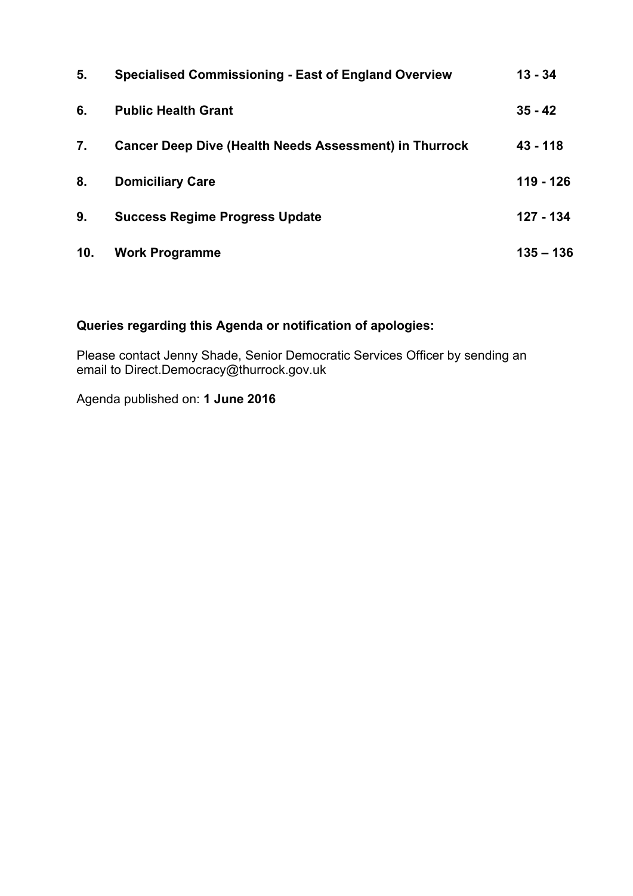| | | |
|---|---|---|
| **5.** | **Specialised Commissioning - East of England Overview** | **13 - 34** |
| **6.** | **Public Health Grant** | **35 - 42** |
| **7.** | **Cancer Deep Dive (Health Needs Assessment) in Thurrock** | **43 - 118** |
| **8.** | **Domiciliary Care** | **119 - 126** |
| **9.** | **Success Regime Progress Update** | **127 - 134** |
| **10.** | **Work Programme** | **135 – 136** |

**Queries regarding this Agenda or notification of apologies:**

Please contact Jenny Shade, Senior Democratic Services Officer by sending an email to Direct.Democracy@thurrock.gov.uk

Agenda published on: **1 June 2016**